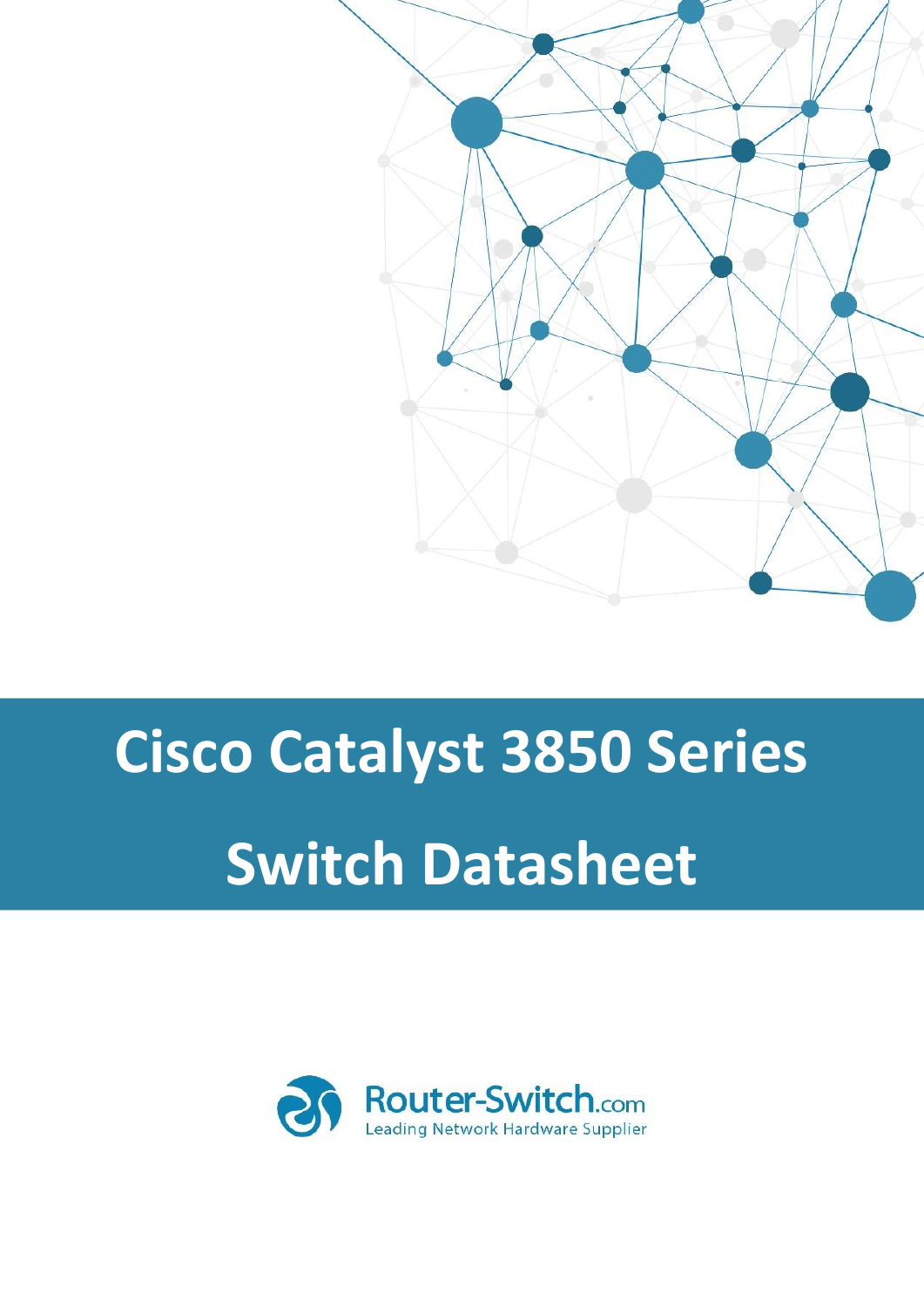# Cisco Catalyst 3850 Series

# Switch Datasheet

Router-Switch.com

Leading Network Hardware Supplier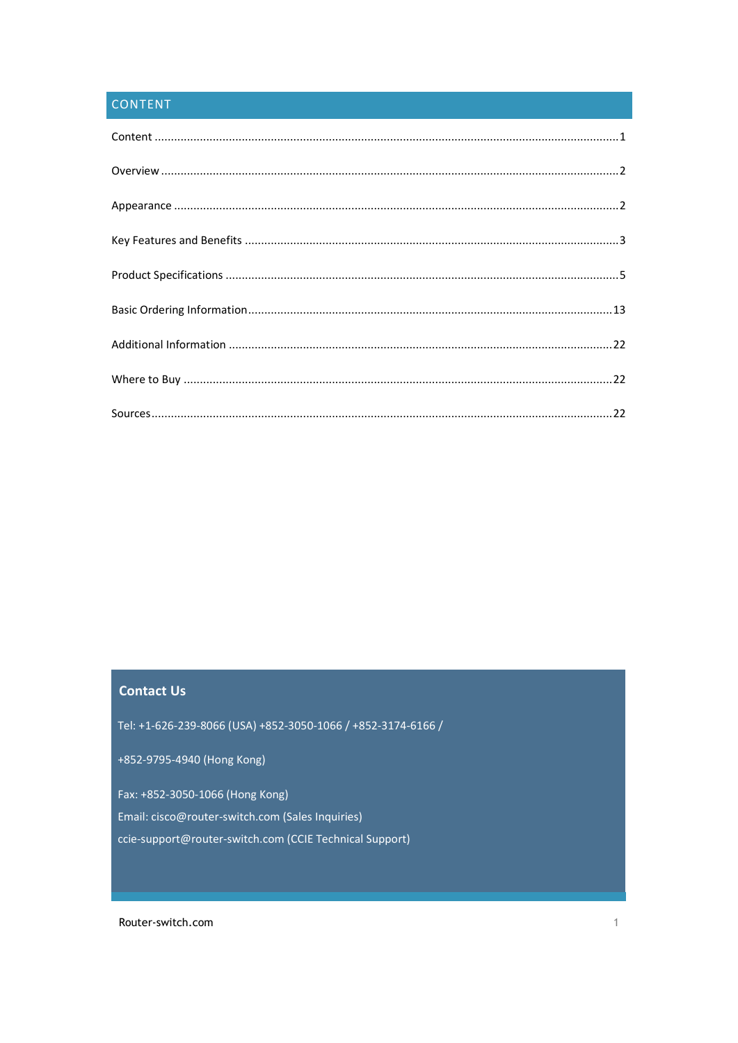# CONTENT

Content ........................................................................................................................................1

Overview ......................................................................................................................................2

Appearance ..................................................................................................................................2

Key Features and Benefits ..........................................................................................................3

Product Specifications ................................................................................................................5

Basic Ordering Information.......................................................................................................13

Additional Information .............................................................................................................22

Where to Buy .............................................................................................................................22

Sources.......................................................................................................................................22

## Contact Us

Tel: +1-626-239-8066 (USA) +852-3050-1066 / +852-3174-6166 /

+852-9795-4940 (Hong Kong)

Fax: +852-3050-1066 (Hong Kong)

Email: cisco@router-switch.com (Sales Inquiries)

ccie-support@router-switch.com (CCIE Technical Support)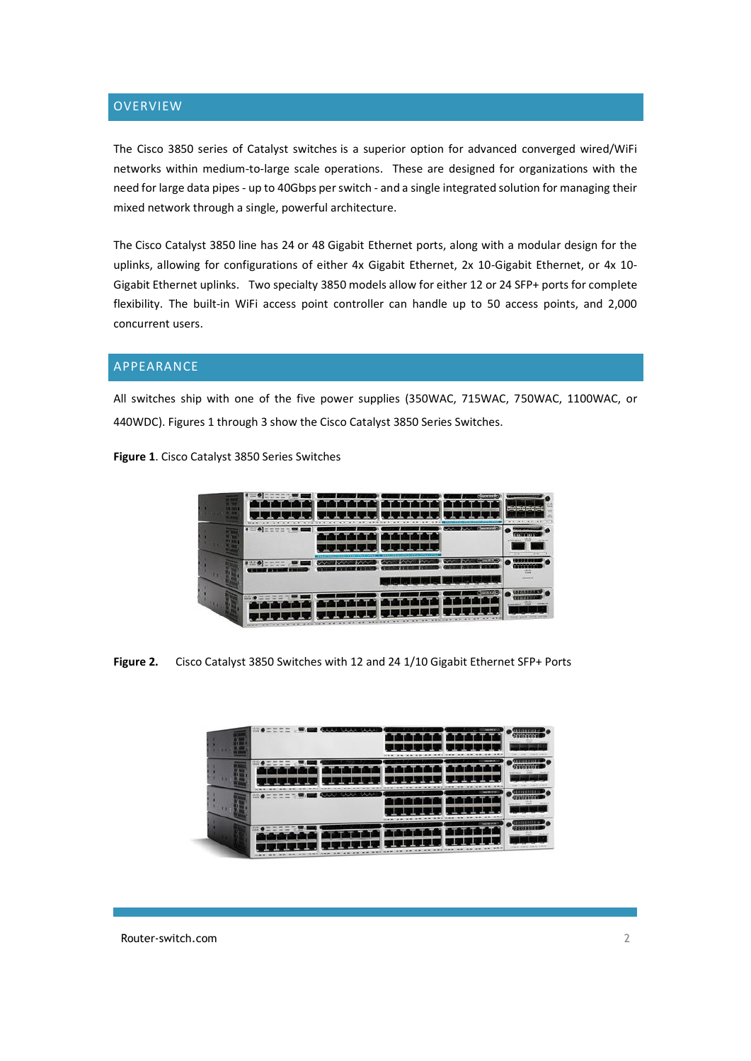## OVERVIEW

The Cisco 3850 series of Catalyst switches is a superior option for advanced converged wired/WiFi networks within medium-to-large scale operations. These are designed for organizations with the need for large data pipes - up to 40Gbps per switch - and a single integrated solution for managing their mixed network through a single, powerful architecture.

The Cisco Catalyst 3850 line has 24 or 48 Gigabit Ethernet ports, along with a modular design for the uplinks, allowing for configurations of either 4x Gigabit Ethernet, 2x 10-Gigabit Ethernet, or 4x 10-Gigabit Ethernet uplinks. Two specialty 3850 models allow for either 12 or 24 SFP+ ports for complete flexibility. The built-in WiFi access point controller can handle up to 50 access points, and 2,000 concurrent users.

## APPEARANCE

All switches ship with one of the five power supplies (350WAC, 715WAC, 750WAC, 1100WAC, or 440WDC). Figures 1 through 3 show the Cisco Catalyst 3850 Series Switches.

**Figure 1**. Cisco Catalyst 3850 Series Switches

**Figure 2.** Cisco Catalyst 3850 Switches with 12 and 24 1/10 Gigabit Ethernet SFP+ Ports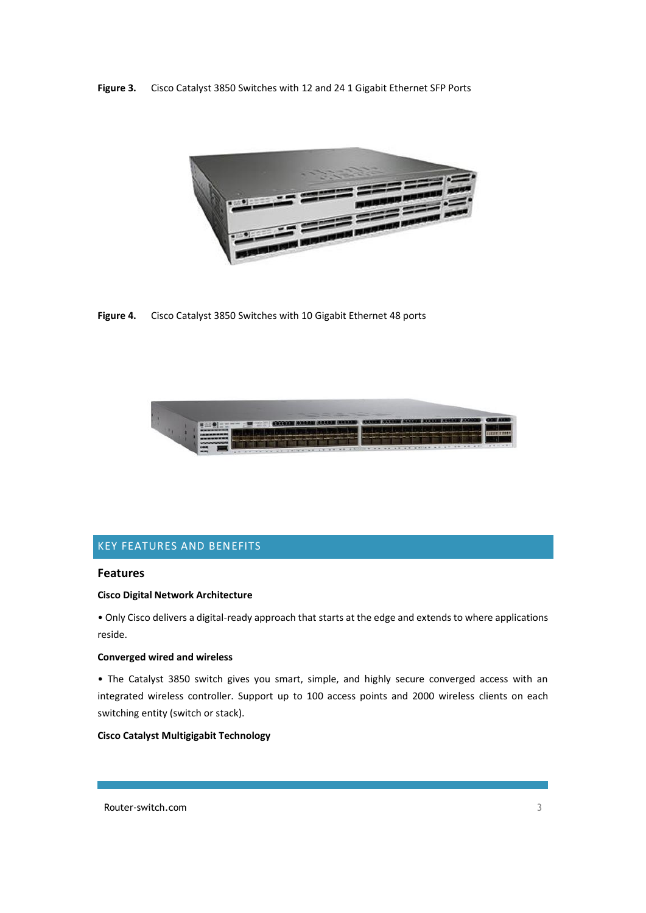**Figure 3.** Cisco Catalyst 3850 Switches with 12 and 24 1 Gigabit Ethernet SFP Ports

**Figure 4.** Cisco Catalyst 3850 Switches with 10 Gigabit Ethernet 48 ports

## KEY FEATURES AND BENEFITS

### Features

#### Cisco Digital Network Architecture

• Only Cisco delivers a digital-ready approach that starts at the edge and extends to where applications reside.

#### Converged wired and wireless

• The Catalyst 3850 switch gives you smart, simple, and highly secure converged access with an integrated wireless controller. Support up to 100 access points and 2000 wireless clients on each switching entity (switch or stack).

#### Cisco Catalyst Multigigabit Technology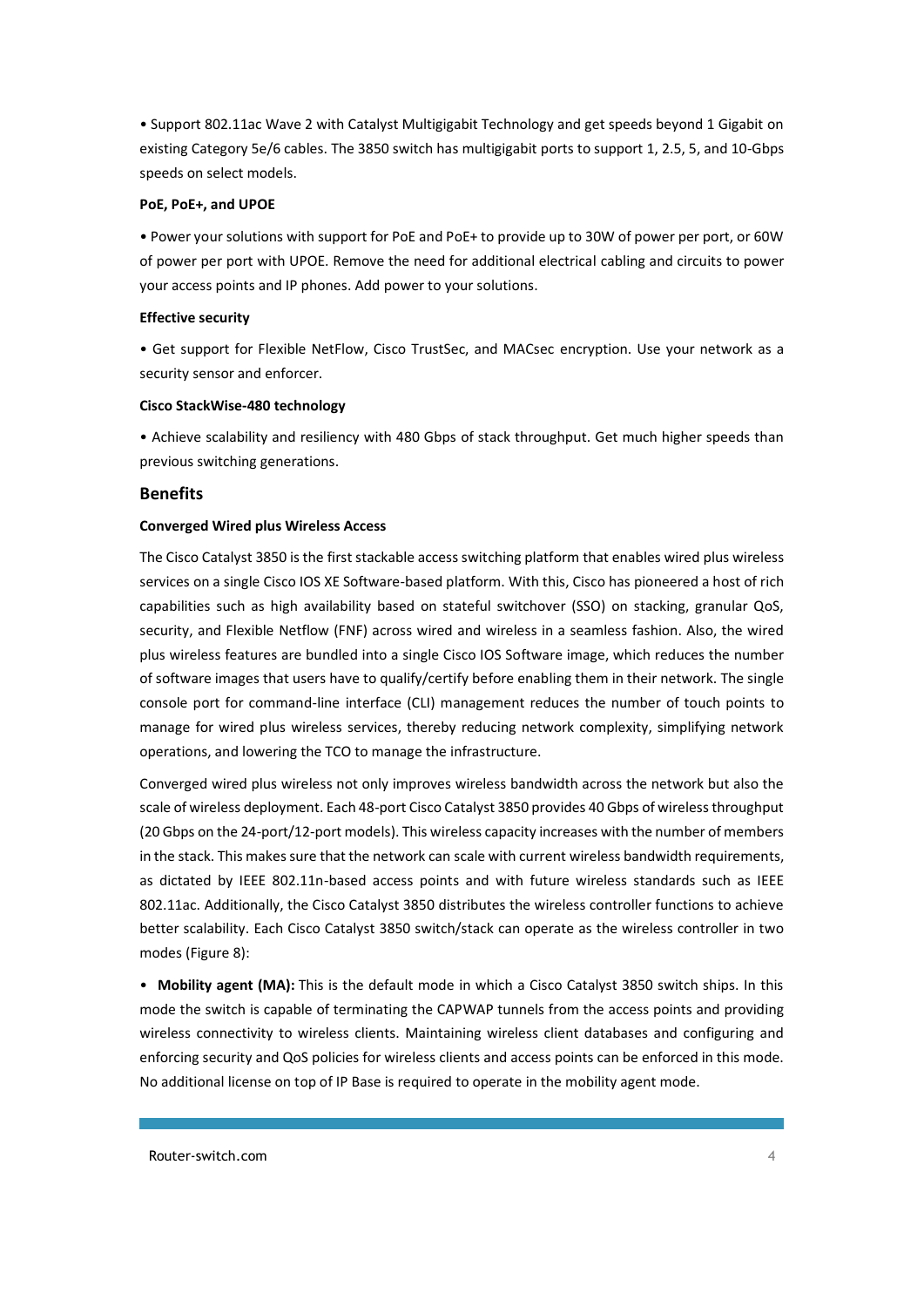• Support 802.11ac Wave 2 with Catalyst Multigigabit Technology and get speeds beyond 1 Gigabit on existing Category 5e/6 cables. The 3850 switch has multigigabit ports to support 1, 2.5, 5, and 10-Gbps speeds on select models.

**PoE, PoE+, and UPOE**

• Power your solutions with support for PoE and PoE+ to provide up to 30W of power per port, or 60W of power per port with UPOE. Remove the need for additional electrical cabling and circuits to power your access points and IP phones. Add power to your solutions.

**Effective security**

• Get support for Flexible NetFlow, Cisco TrustSec, and MACsec encryption. Use your network as a security sensor and enforcer.

**Cisco StackWise-480 technology**

• Achieve scalability and resiliency with 480 Gbps of stack throughput. Get much higher speeds than previous switching generations.

## Benefits

**Converged Wired plus Wireless Access**

The Cisco Catalyst 3850 is the first stackable access switching platform that enables wired plus wireless services on a single Cisco IOS XE Software-based platform. With this, Cisco has pioneered a host of rich capabilities such as high availability based on stateful switchover (SSO) on stacking, granular QoS, security, and Flexible Netflow (FNF) across wired and wireless in a seamless fashion. Also, the wired plus wireless features are bundled into a single Cisco IOS Software image, which reduces the number of software images that users have to qualify/certify before enabling them in their network. The single console port for command-line interface (CLI) management reduces the number of touch points to manage for wired plus wireless services, thereby reducing network complexity, simplifying network operations, and lowering the TCO to manage the infrastructure.

Converged wired plus wireless not only improves wireless bandwidth across the network but also the scale of wireless deployment. Each 48-port Cisco Catalyst 3850 provides 40 Gbps of wireless throughput (20 Gbps on the 24-port/12-port models). This wireless capacity increases with the number of members in the stack. This makes sure that the network can scale with current wireless bandwidth requirements, as dictated by IEEE 802.11n-based access points and with future wireless standards such as IEEE 802.11ac. Additionally, the Cisco Catalyst 3850 distributes the wireless controller functions to achieve better scalability. Each Cisco Catalyst 3850 switch/stack can operate as the wireless controller in two modes (Figure 8):

• **Mobility agent (MA):** This is the default mode in which a Cisco Catalyst 3850 switch ships. In this mode the switch is capable of terminating the CAPWAP tunnels from the access points and providing wireless connectivity to wireless clients. Maintaining wireless client databases and configuring and enforcing security and QoS policies for wireless clients and access points can be enforced in this mode. No additional license on top of IP Base is required to operate in the mobility agent mode.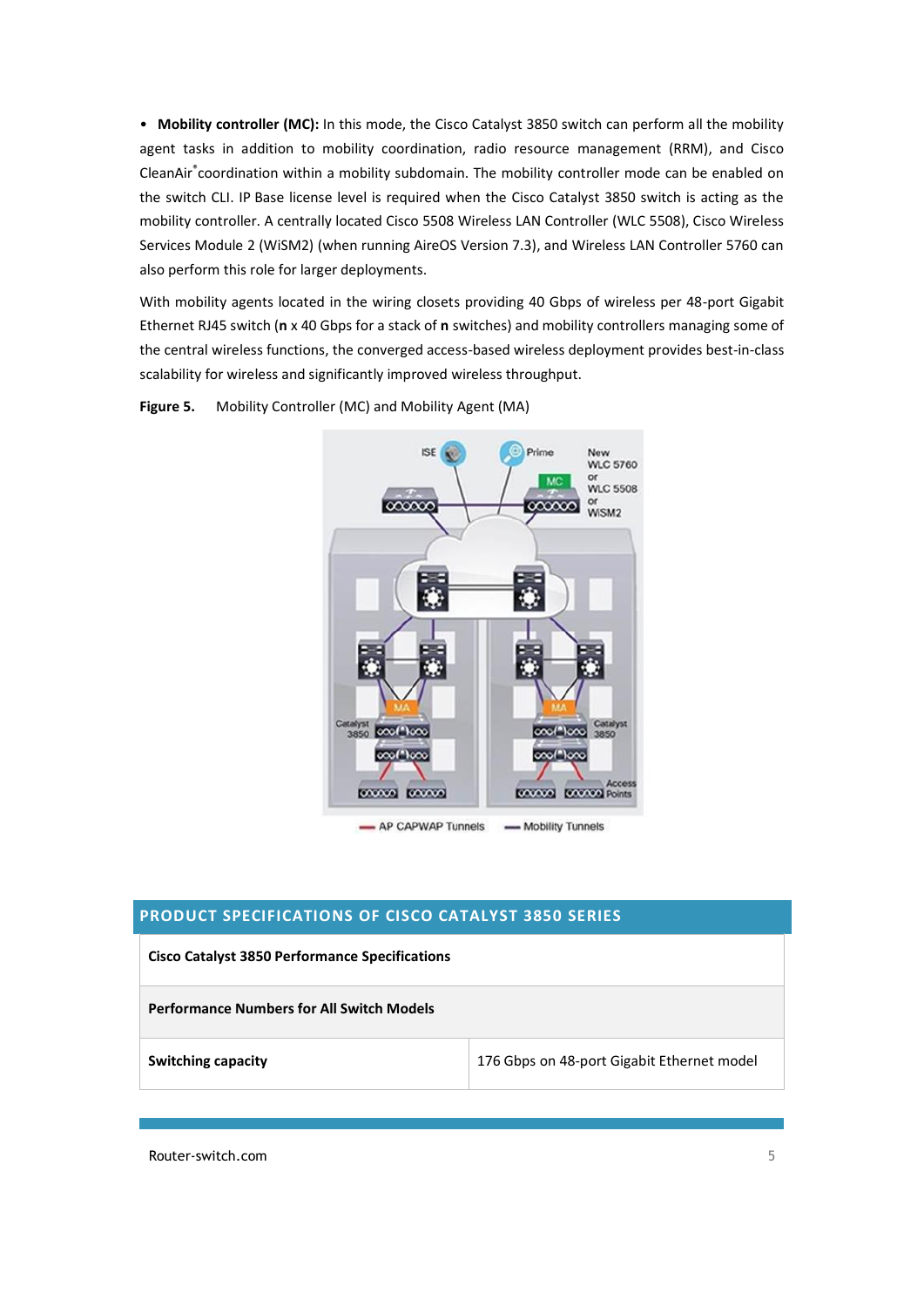- **Mobility controller (MC):** In this mode, the Cisco Catalyst 3850 switch can perform all the mobility agent tasks in addition to mobility coordination, radio resource management (RRM), and Cisco CleanAir® coordination within a mobility subdomain. The mobility controller mode can be enabled on the switch CLI. IP Base license level is required when the Cisco Catalyst 3850 switch is acting as the mobility controller. A centrally located Cisco 5508 Wireless LAN Controller (WLC 5508), Cisco Wireless Services Module 2 (WiSM2) (when running AireOS Version 7.3), and Wireless LAN Controller 5760 can also perform this role for larger deployments.

With mobility agents located in the wiring closets providing 40 Gbps of wireless per 48-port Gigabit Ethernet RJ45 switch (**n** x 40 Gbps for a stack of **n** switches) and mobility controllers managing some of the central wireless functions, the converged access-based wireless deployment provides best-in-class scalability for wireless and significantly improved wireless throughput.

**Figure 5.** Mobility Controller (MC) and Mobility Agent (MA)

## PRODUCT SPECIFICATIONS OF CISCO CATALYST 3850 SERIES

| **Cisco Catalyst 3850 Performance Specifications** | |
|---|---|
| **Performance Numbers for All Switch Models** | |
| **Switching capacity** | 176 Gbps on 48-port Gigabit Ethernet model |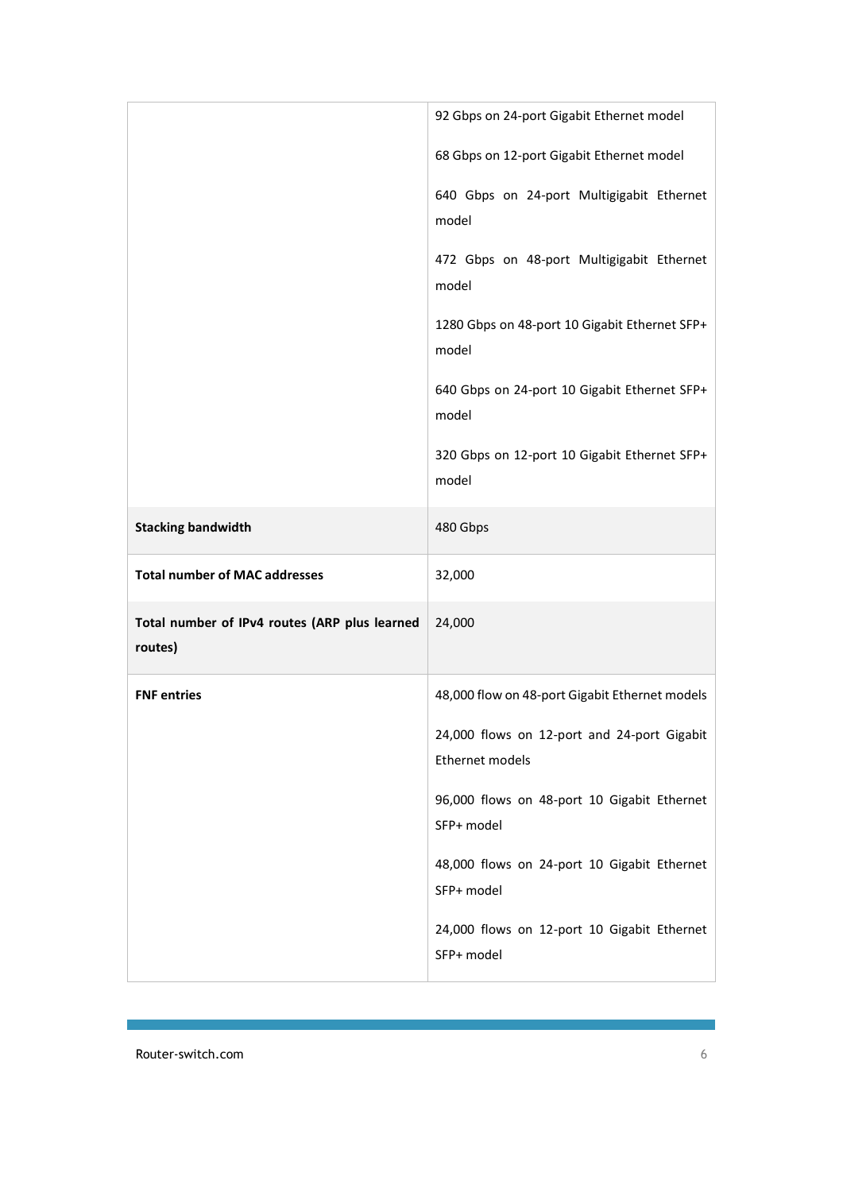| | |
|---|---|
| | 92 Gbps on 24-port Gigabit Ethernet model<br><br>68 Gbps on 12-port Gigabit Ethernet model<br><br>640 Gbps on 24-port Multigigabit Ethernet model<br><br>472 Gbps on 48-port Multigigabit Ethernet model<br><br>1280 Gbps on 48-port 10 Gigabit Ethernet SFP+ model<br><br>640 Gbps on 24-port 10 Gigabit Ethernet SFP+ model<br><br>320 Gbps on 12-port 10 Gigabit Ethernet SFP+ model |
| **Stacking bandwidth** | 480 Gbps |
| **Total number of MAC addresses** | 32,000 |
| **Total number of IPv4 routes (ARP plus learned routes)** | 24,000 |
| **FNF entries** | 48,000 flow on 48-port Gigabit Ethernet models<br><br>24,000 flows on 12-port and 24-port Gigabit Ethernet models<br><br>96,000 flows on 48-port 10 Gigabit Ethernet SFP+ model<br><br>48,000 flows on 24-port 10 Gigabit Ethernet SFP+ model<br><br>24,000 flows on 12-port 10 Gigabit Ethernet SFP+ model |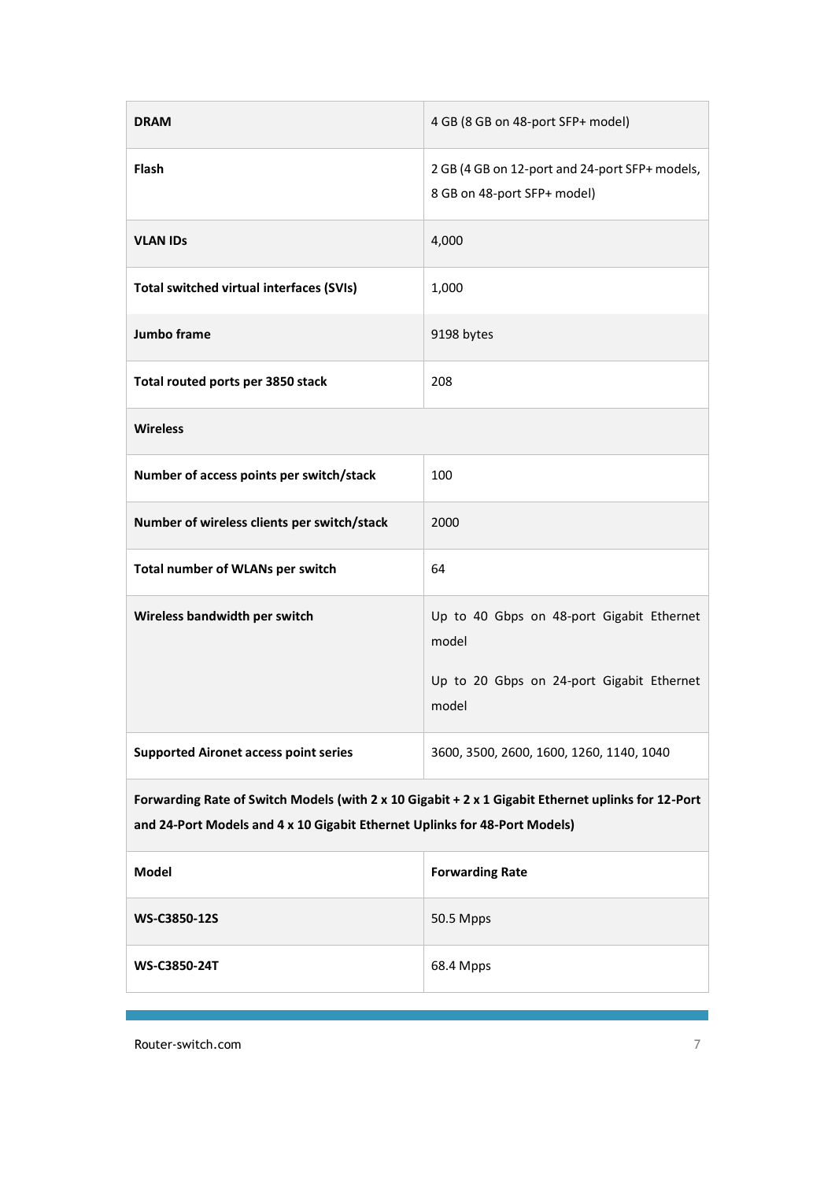| | |
|---|---|
| **DRAM** | 4 GB (8 GB on 48-port SFP+ model) |
| **Flash** | 2 GB (4 GB on 12-port and 24-port SFP+ models, 8 GB on 48-port SFP+ model) |
| **VLAN IDs** | 4,000 |
| **Total switched virtual interfaces (SVIs)** | 1,000 |
| **Jumbo frame** | 9198 bytes |
| **Total routed ports per 3850 stack** | 208 |
| **Wireless** | |
| **Number of access points per switch/stack** | 100 |
| **Number of wireless clients per switch/stack** | 2000 |
| **Total number of WLANs per switch** | 64 |
| **Wireless bandwidth per switch** | Up to 40 Gbps on 48-port Gigabit Ethernet model<br><br>Up to 20 Gbps on 24-port Gigabit Ethernet model |
| **Supported Aironet access point series** | 3600, 3500, 2600, 1600, 1260, 1140, 1040 |
| **Forwarding Rate of Switch Models (with 2 x 10 Gigabit + 2 x 1 Gigabit Ethernet uplinks for 12-Port and 24-Port Models and 4 x 10 Gigabit Ethernet Uplinks for 48-Port Models)** | |
| **Model** | **Forwarding Rate** |
| **WS-C3850-12S** | 50.5 Mpps |
| **WS-C3850-24T** | 68.4 Mpps |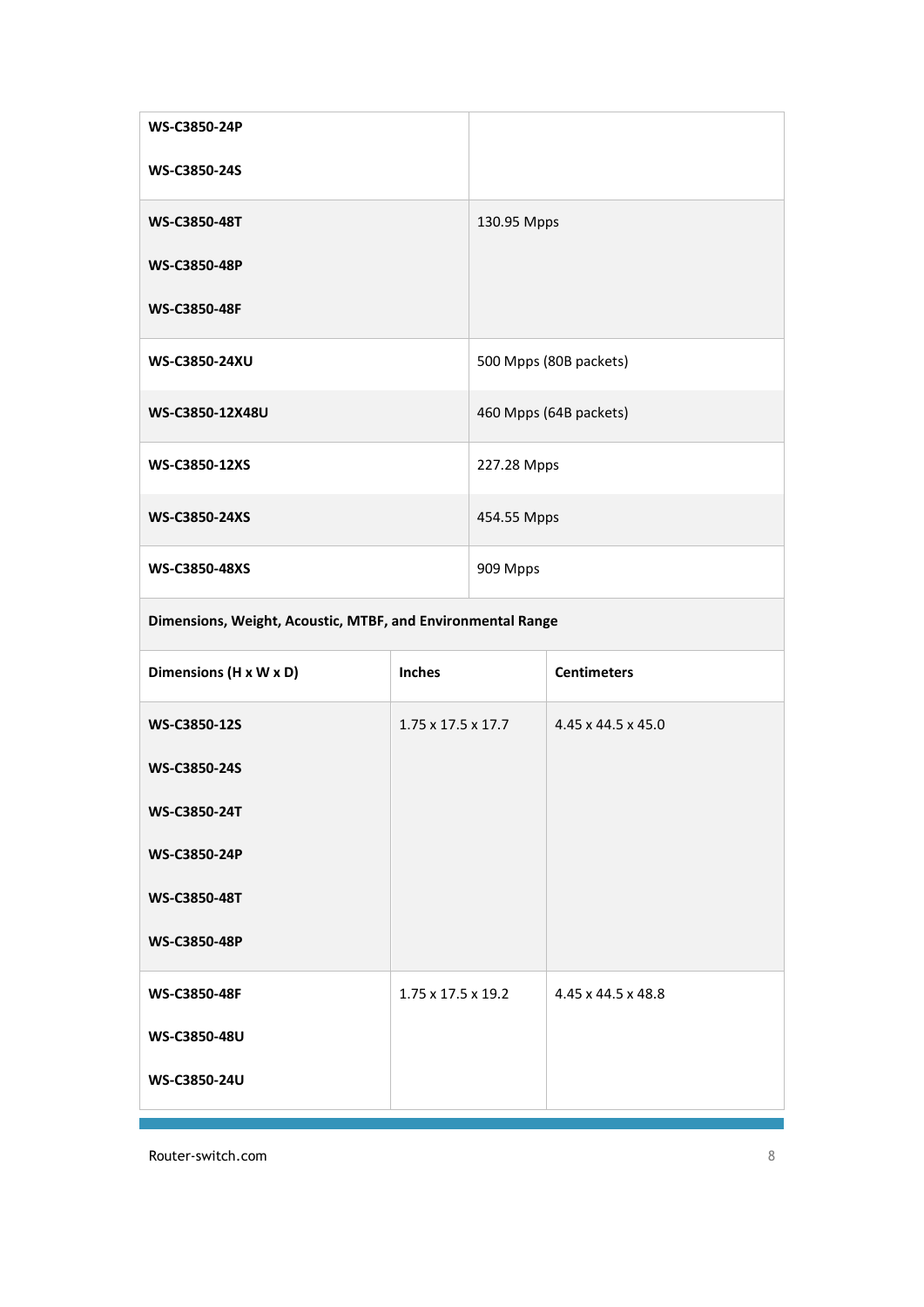| | |
|---|---|
| **WS-C3850-24P**<br>**WS-C3850-24S** | |
| **WS-C3850-48T**<br>**WS-C3850-48P**<br>**WS-C3850-48F** | 130.95 Mpps |
| **WS-C3850-24XU** | 500 Mpps (80B packets) |
| **WS-C3850-12X48U** | 460 Mpps (64B packets) |
| **WS-C3850-12XS** | 227.28 Mpps |
| **WS-C3850-24XS** | 454.55 Mpps |
| **WS-C3850-48XS** | 909 Mpps |

**Dimensions, Weight, Acoustic, MTBF, and Environmental Range**

| Dimensions (H x W x D) | Inches | Centimeters |
|---|---|---|
| **WS-C3850-12S**<br>**WS-C3850-24S**<br>**WS-C3850-24T**<br>**WS-C3850-24P**<br>**WS-C3850-48T**<br>**WS-C3850-48P** | 1.75 x 17.5 x 17.7 | 4.45 x 44.5 x 45.0 |
| **WS-C3850-48F**<br>**WS-C3850-48U**<br>**WS-C3850-24U** | 1.75 x 17.5 x 19.2 | 4.45 x 44.5 x 48.8 |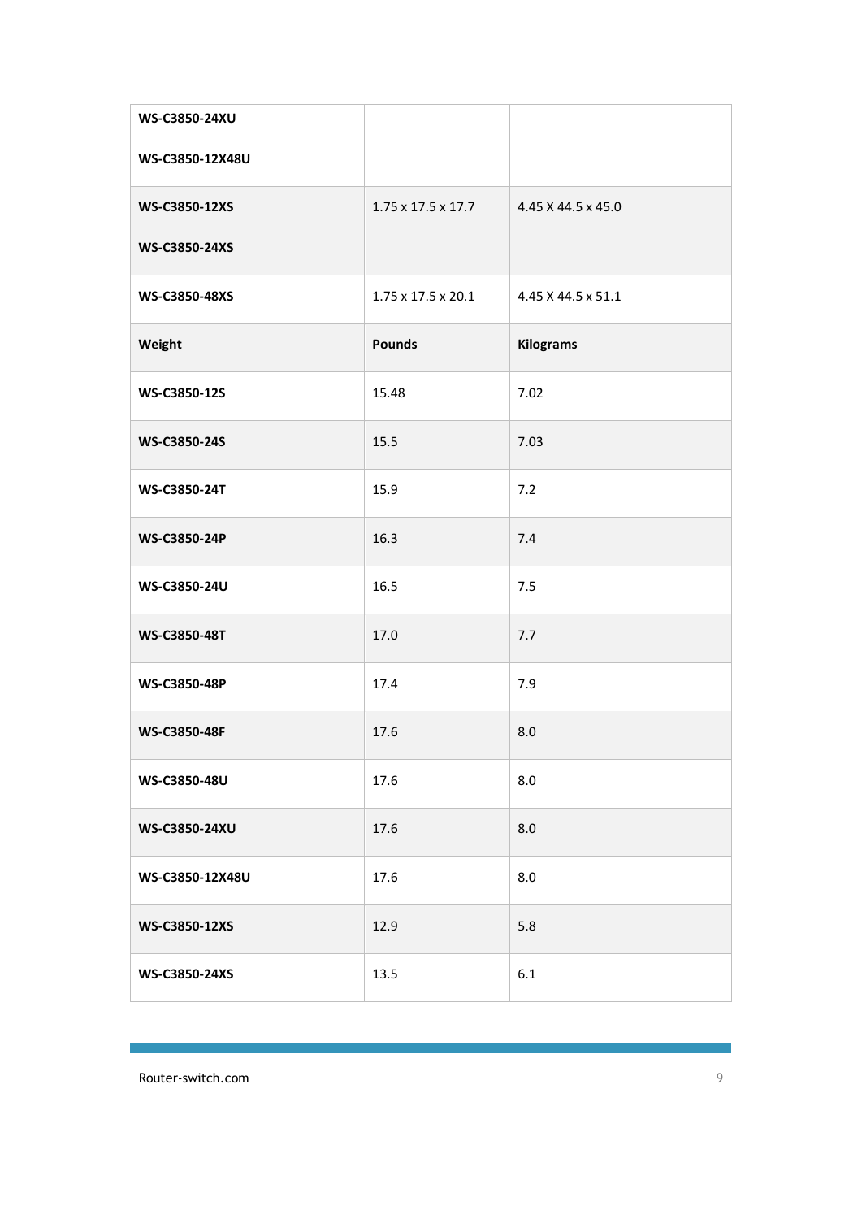| | | |
|---|---|---|
| **WS-C3850-24XU**<br><br>**WS-C3850-12X48U** | | |
| **WS-C3850-12XS**<br><br>**WS-C3850-24XS** | 1.75 x 17.5 x 17.7 | 4.45 X 44.5 x 45.0 |
| **WS-C3850-48XS** | 1.75 x 17.5 x 20.1 | 4.45 X 44.5 x 51.1 |
| **Weight** | **Pounds** | **Kilograms** |
| **WS-C3850-12S** | 15.48 | 7.02 |
| **WS-C3850-24S** | 15.5 | 7.03 |
| **WS-C3850-24T** | 15.9 | 7.2 |
| **WS-C3850-24P** | 16.3 | 7.4 |
| **WS-C3850-24U** | 16.5 | 7.5 |
| **WS-C3850-48T** | 17.0 | 7.7 |
| **WS-C3850-48P** | 17.4 | 7.9 |
| **WS-C3850-48F** | 17.6 | 8.0 |
| **WS-C3850-48U** | 17.6 | 8.0 |
| **WS-C3850-24XU** | 17.6 | 8.0 |
| **WS-C3850-12X48U** | 17.6 | 8.0 |
| **WS-C3850-12XS** | 12.9 | 5.8 |
| **WS-C3850-24XS** | 13.5 | 6.1 |

Router-switch.com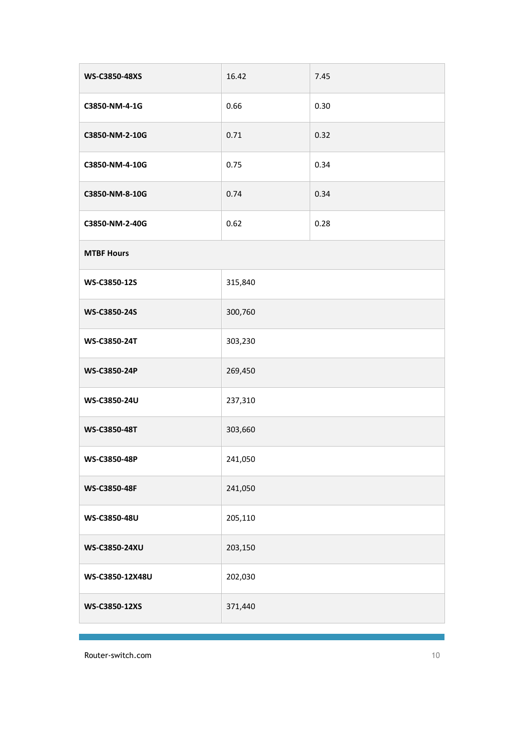| | | |
|---|---|---|
| **WS-C3850-48XS** | 16.42 | 7.45 |
| **C3850-NM-4-1G** | 0.66 | 0.30 |
| **C3850-NM-2-10G** | 0.71 | 0.32 |
| **C3850-NM-4-10G** | 0.75 | 0.34 |
| **C3850-NM-8-10G** | 0.74 | 0.34 |
| **C3850-NM-2-40G** | 0.62 | 0.28 |
| **MTBF Hours** | | |
| **WS-C3850-12S** | 315,840 | |
| **WS-C3850-24S** | 300,760 | |
| **WS-C3850-24T** | 303,230 | |
| **WS-C3850-24P** | 269,450 | |
| **WS-C3850-24U** | 237,310 | |
| **WS-C3850-48T** | 303,660 | |
| **WS-C3850-48P** | 241,050 | |
| **WS-C3850-48F** | 241,050 | |
| **WS-C3850-48U** | 205,110 | |
| **WS-C3850-24XU** | 203,150 | |
| **WS-C3850-12X48U** | 202,030 | |
| **WS-C3850-12XS** | 371,440 | |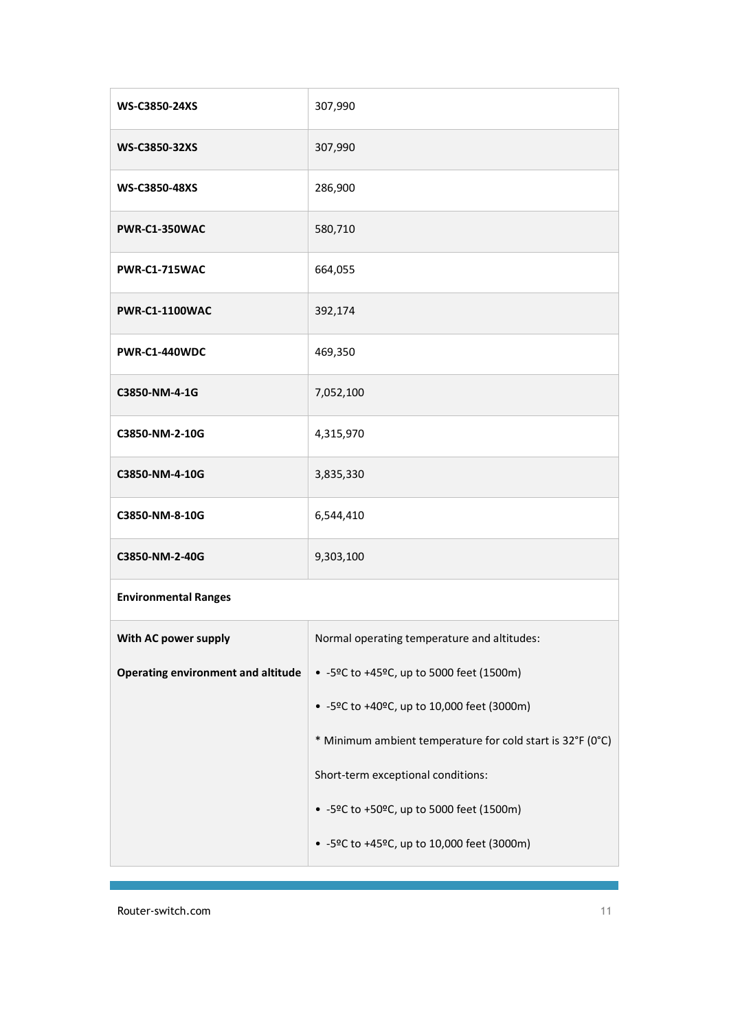| | |
|---|---|
| **WS-C3850-24XS** | 307,990 |
| **WS-C3850-32XS** | 307,990 |
| **WS-C3850-48XS** | 286,900 |
| **PWR-C1-350WAC** | 580,710 |
| **PWR-C1-715WAC** | 664,055 |
| **PWR-C1-1100WAC** | 392,174 |
| **PWR-C1-440WDC** | 469,350 |
| **C3850-NM-4-1G** | 7,052,100 |
| **C3850-NM-2-10G** | 4,315,970 |
| **C3850-NM-4-10G** | 3,835,330 |
| **C3850-NM-8-10G** | 6,544,410 |
| **C3850-NM-2-40G** | 9,303,100 |
| **Environmental Ranges** | |
| **With AC power supply**<br><br>**Operating environment and altitude** | Normal operating temperature and altitudes:<br><br>• -5ºC to +45ºC, up to 5000 feet (1500m)<br><br>• -5ºC to +40ºC, up to 10,000 feet (3000m)<br><br>* Minimum ambient temperature for cold start is 32°F (0°C)<br><br>Short-term exceptional conditions:<br><br>• -5ºC to +50ºC, up to 5000 feet (1500m)<br><br>• -5ºC to +45ºC, up to 10,000 feet (3000m) |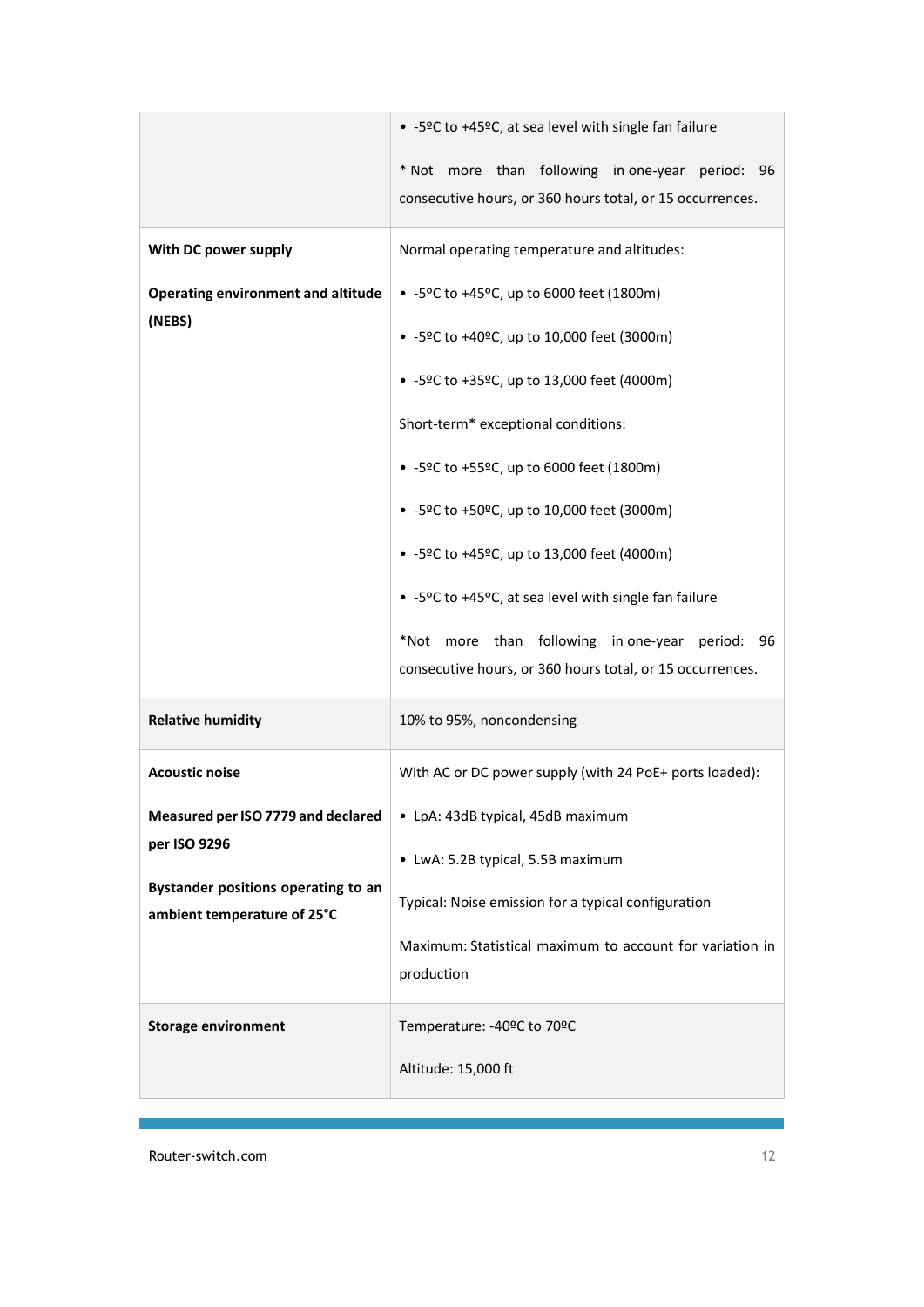| | |
|---|---|
| | • -5ºC to +45ºC, at sea level with single fan failure<br><br>* Not more than following in one-year period: 96 consecutive hours, or 360 hours total, or 15 occurrences. |
| **With DC power supply**<br><br>**Operating environment and altitude (NEBS)** | Normal operating temperature and altitudes:<br><br>• -5ºC to +45ºC, up to 6000 feet (1800m)<br><br>• -5ºC to +40ºC, up to 10,000 feet (3000m)<br><br>• -5ºC to +35ºC, up to 13,000 feet (4000m)<br><br>Short-term* exceptional conditions:<br><br>• -5ºC to +55ºC, up to 6000 feet (1800m)<br><br>• -5ºC to +50ºC, up to 10,000 feet (3000m)<br><br>• -5ºC to +45ºC, up to 13,000 feet (4000m)<br><br>• -5ºC to +45ºC, at sea level with single fan failure<br><br>*Not more than following in one-year period: 96 consecutive hours, or 360 hours total, or 15 occurrences. |
| **Relative humidity** | 10% to 95%, noncondensing |
| **Acoustic noise**<br><br>**Measured per ISO 7779 and declared per ISO 9296**<br><br>**Bystander positions operating to an ambient temperature of 25°C** | With AC or DC power supply (with 24 PoE+ ports loaded):<br><br>• LpA: 43dB typical, 45dB maximum<br><br>• LwA: 5.2B typical, 5.5B maximum<br><br>Typical: Noise emission for a typical configuration<br><br>Maximum: Statistical maximum to account for variation in production |
| **Storage environment** | Temperature: -40ºC to 70ºC<br><br>Altitude: 15,000 ft |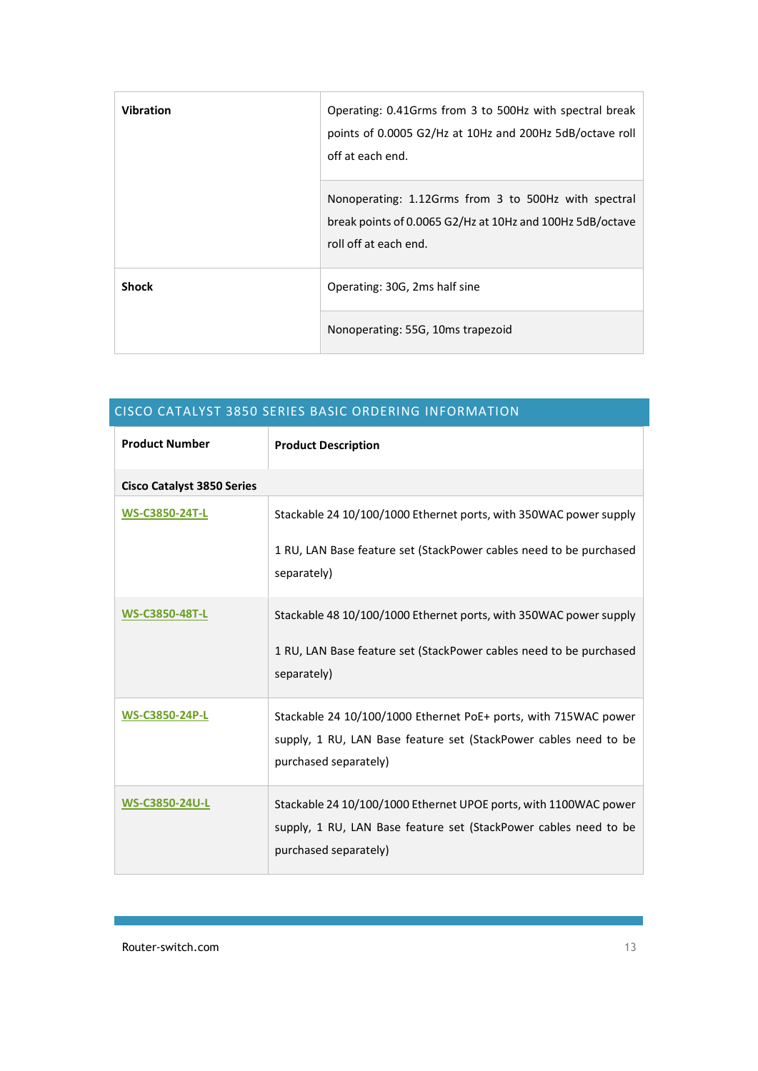| | |
|---|---|
| **Vibration** | Operating: 0.41Grms from 3 to 500Hz with spectral break points of 0.0005 G2/Hz at 10Hz and 200Hz 5dB/octave roll off at each end. |
| | Nonoperating: 1.12Grms from 3 to 500Hz with spectral break points of 0.0065 G2/Hz at 10Hz and 100Hz 5dB/octave roll off at each end. |
| **Shock** | Operating: 30G, 2ms half sine |
| | Nonoperating: 55G, 10ms trapezoid |

## CISCO CATALYST 3850 SERIES BASIC ORDERING INFORMATION

| Product Number | Product Description |
|---|---|
| **Cisco Catalyst 3850 Series** | |
| WS-C3850-24T-L | Stackable 24 10/100/1000 Ethernet ports, with 350WAC power supply<br><br>1 RU, LAN Base feature set (StackPower cables need to be purchased separately) |
| WS-C3850-48T-L | Stackable 48 10/100/1000 Ethernet ports, with 350WAC power supply<br><br>1 RU, LAN Base feature set (StackPower cables need to be purchased separately) |
| WS-C3850-24P-L | Stackable 24 10/100/1000 Ethernet PoE+ ports, with 715WAC power supply, 1 RU, LAN Base feature set (StackPower cables need to be purchased separately) |
| WS-C3850-24U-L | Stackable 24 10/100/1000 Ethernet UPOE ports, with 1100WAC power supply, 1 RU, LAN Base feature set (StackPower cables need to be purchased separately) |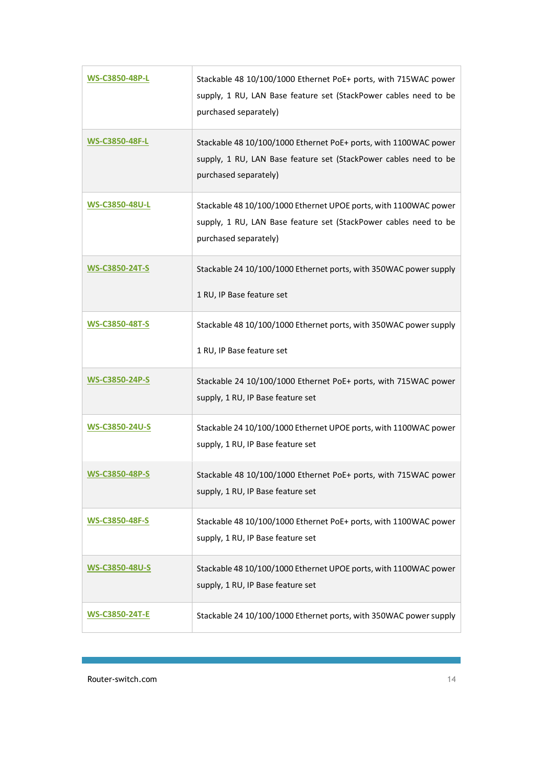| | |
|---|---|
| WS-C3850-48P-L | Stackable 48 10/100/1000 Ethernet PoE+ ports, with 715WAC power supply, 1 RU, LAN Base feature set (StackPower cables need to be purchased separately) |
| WS-C3850-48F-L | Stackable 48 10/100/1000 Ethernet PoE+ ports, with 1100WAC power supply, 1 RU, LAN Base feature set (StackPower cables need to be purchased separately) |
| WS-C3850-48U-L | Stackable 48 10/100/1000 Ethernet UPOE ports, with 1100WAC power supply, 1 RU, LAN Base feature set (StackPower cables need to be purchased separately) |
| WS-C3850-24T-S | Stackable 24 10/100/1000 Ethernet ports, with 350WAC power supply 1 RU, IP Base feature set |
| WS-C3850-48T-S | Stackable 48 10/100/1000 Ethernet ports, with 350WAC power supply 1 RU, IP Base feature set |
| WS-C3850-24P-S | Stackable 24 10/100/1000 Ethernet PoE+ ports, with 715WAC power supply, 1 RU, IP Base feature set |
| WS-C3850-24U-S | Stackable 24 10/100/1000 Ethernet UPOE ports, with 1100WAC power supply, 1 RU, IP Base feature set |
| WS-C3850-48P-S | Stackable 48 10/100/1000 Ethernet PoE+ ports, with 715WAC power supply, 1 RU, IP Base feature set |
| WS-C3850-48F-S | Stackable 48 10/100/1000 Ethernet PoE+ ports, with 1100WAC power supply, 1 RU, IP Base feature set |
| WS-C3850-48U-S | Stackable 48 10/100/1000 Ethernet UPOE ports, with 1100WAC power supply, 1 RU, IP Base feature set |
| WS-C3850-24T-E | Stackable 24 10/100/1000 Ethernet ports, with 350WAC power supply |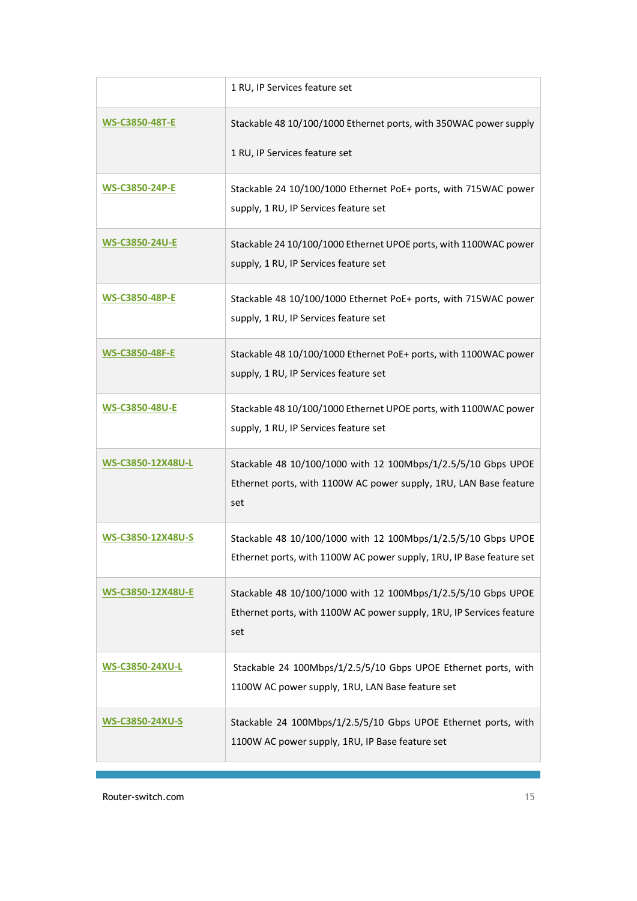| | |
|---|---|
| | 1 RU, IP Services feature set |
| WS-C3850-48T-E | Stackable 48 10/100/1000 Ethernet ports, with 350WAC power supply<br><br>1 RU, IP Services feature set |
| WS-C3850-24P-E | Stackable 24 10/100/1000 Ethernet PoE+ ports, with 715WAC power supply, 1 RU, IP Services feature set |
| WS-C3850-24U-E | Stackable 24 10/100/1000 Ethernet UPOE ports, with 1100WAC power supply, 1 RU, IP Services feature set |
| WS-C3850-48P-E | Stackable 48 10/100/1000 Ethernet PoE+ ports, with 715WAC power supply, 1 RU, IP Services feature set |
| WS-C3850-48F-E | Stackable 48 10/100/1000 Ethernet PoE+ ports, with 1100WAC power supply, 1 RU, IP Services feature set |
| WS-C3850-48U-E | Stackable 48 10/100/1000 Ethernet UPOE ports, with 1100WAC power supply, 1 RU, IP Services feature set |
| WS-C3850-12X48U-L | Stackable 48 10/100/1000 with 12 100Mbps/1/2.5/5/10 Gbps UPOE Ethernet ports, with 1100W AC power supply, 1RU, LAN Base feature set |
| WS-C3850-12X48U-S | Stackable 48 10/100/1000 with 12 100Mbps/1/2.5/5/10 Gbps UPOE Ethernet ports, with 1100W AC power supply, 1RU, IP Base feature set |
| WS-C3850-12X48U-E | Stackable 48 10/100/1000 with 12 100Mbps/1/2.5/5/10 Gbps UPOE Ethernet ports, with 1100W AC power supply, 1RU, IP Services feature set |
| WS-C3850-24XU-L | Stackable 24 100Mbps/1/2.5/5/10 Gbps UPOE Ethernet ports, with 1100W AC power supply, 1RU, LAN Base feature set |
| WS-C3850-24XU-S | Stackable 24 100Mbps/1/2.5/5/10 Gbps UPOE Ethernet ports, with 1100W AC power supply, 1RU, IP Base feature set |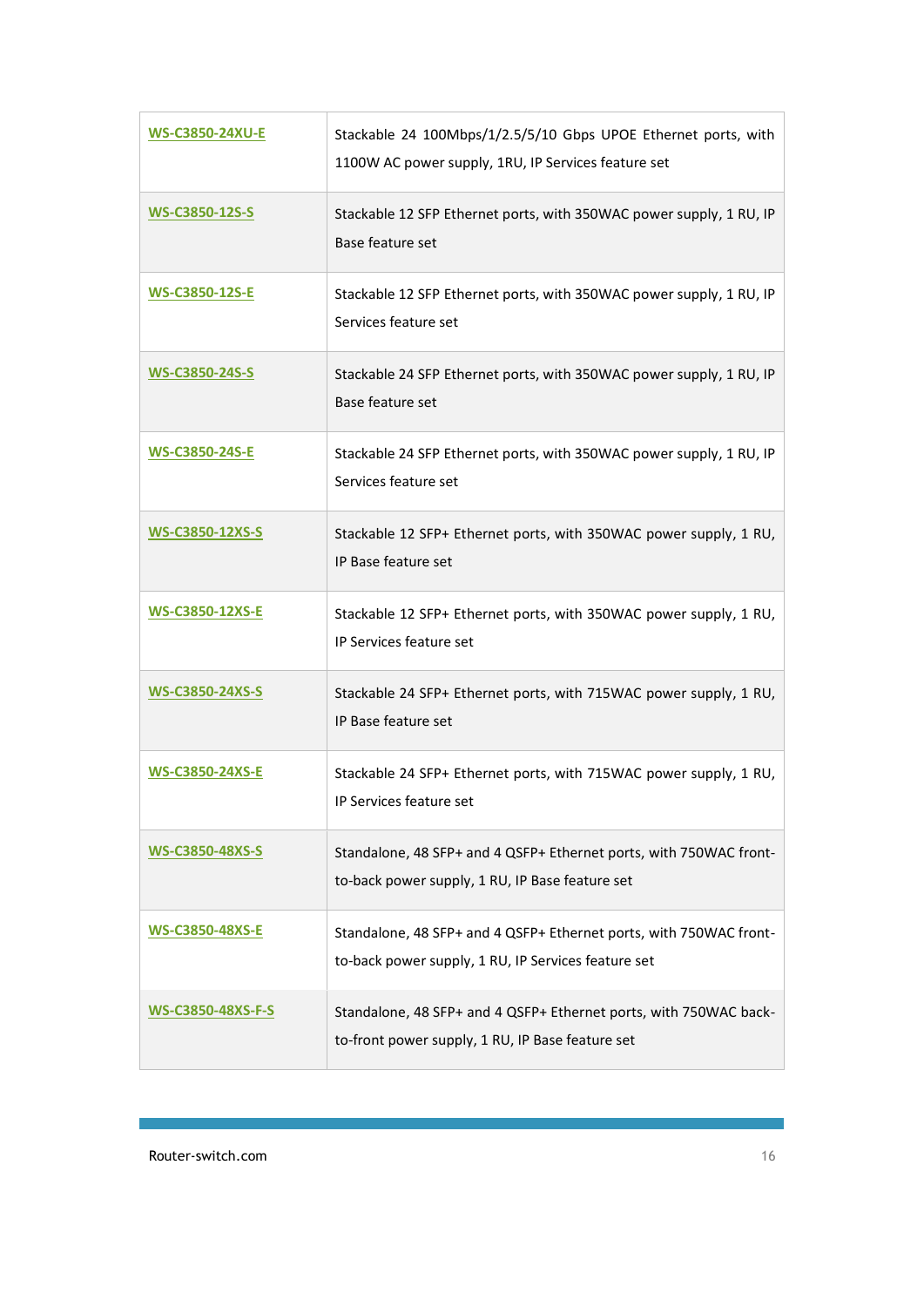| | |
|---|---|
| WS-C3850-24XU-E | Stackable 24 100Mbps/1/2.5/5/10 Gbps UPOE Ethernet ports, with 1100W AC power supply, 1RU, IP Services feature set |
| WS-C3850-12S-S | Stackable 12 SFP Ethernet ports, with 350WAC power supply, 1 RU, IP Base feature set |
| WS-C3850-12S-E | Stackable 12 SFP Ethernet ports, with 350WAC power supply, 1 RU, IP Services feature set |
| WS-C3850-24S-S | Stackable 24 SFP Ethernet ports, with 350WAC power supply, 1 RU, IP Base feature set |
| WS-C3850-24S-E | Stackable 24 SFP Ethernet ports, with 350WAC power supply, 1 RU, IP Services feature set |
| WS-C3850-12XS-S | Stackable 12 SFP+ Ethernet ports, with 350WAC power supply, 1 RU, IP Base feature set |
| WS-C3850-12XS-E | Stackable 12 SFP+ Ethernet ports, with 350WAC power supply, 1 RU, IP Services feature set |
| WS-C3850-24XS-S | Stackable 24 SFP+ Ethernet ports, with 715WAC power supply, 1 RU, IP Base feature set |
| WS-C3850-24XS-E | Stackable 24 SFP+ Ethernet ports, with 715WAC power supply, 1 RU, IP Services feature set |
| WS-C3850-48XS-S | Standalone, 48 SFP+ and 4 QSFP+ Ethernet ports, with 750WAC front-to-back power supply, 1 RU, IP Base feature set |
| WS-C3850-48XS-E | Standalone, 48 SFP+ and 4 QSFP+ Ethernet ports, with 750WAC front-to-back power supply, 1 RU, IP Services feature set |
| WS-C3850-48XS-F-S | Standalone, 48 SFP+ and 4 QSFP+ Ethernet ports, with 750WAC back-to-front power supply, 1 RU, IP Base feature set |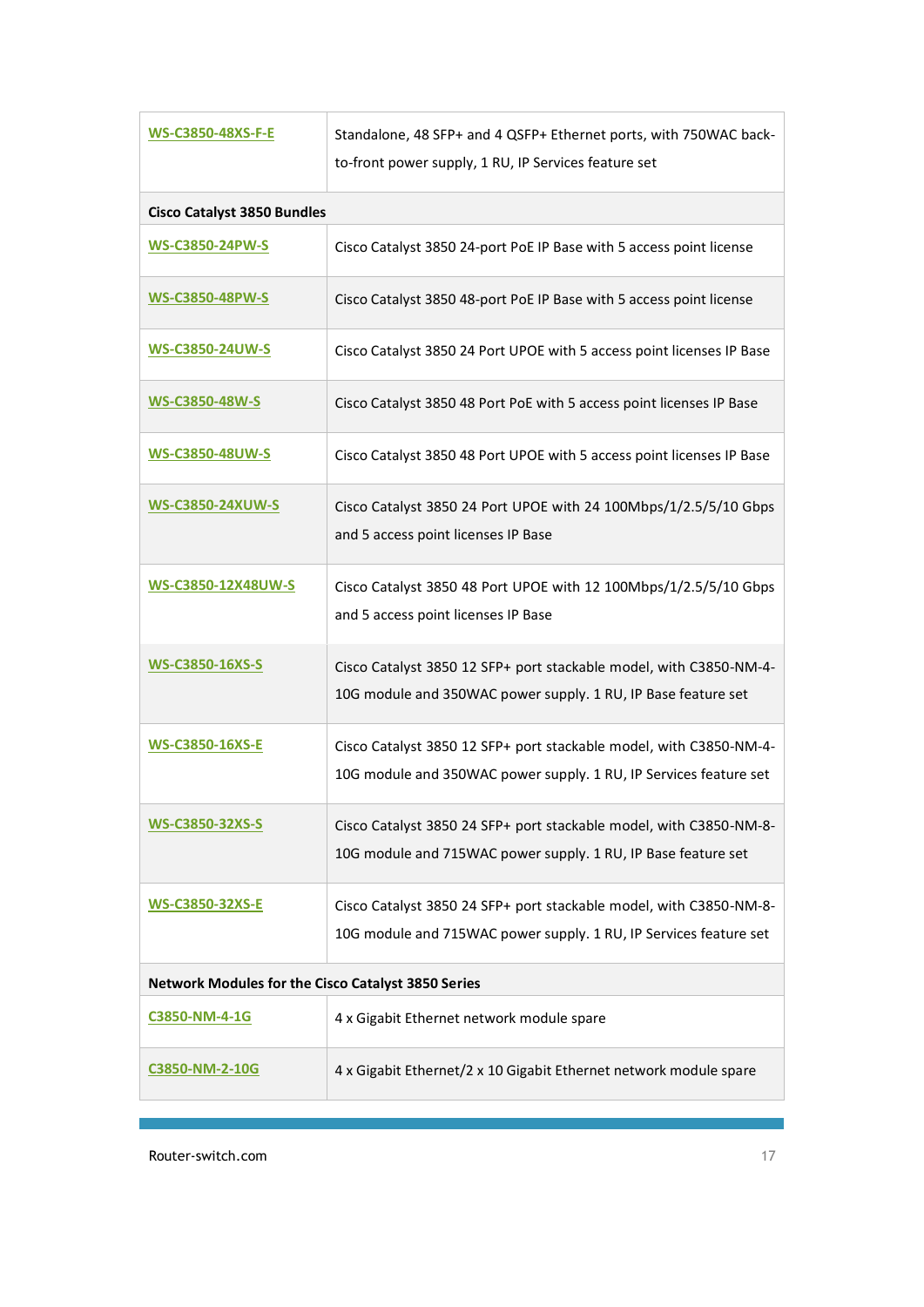| | |
|---|---|
| WS-C3850-48XS-F-E | Standalone, 48 SFP+ and 4 QSFP+ Ethernet ports, with 750WAC back-to-front power supply, 1 RU, IP Services feature set |
| **Cisco Catalyst 3850 Bundles** | |
| WS-C3850-24PW-S | Cisco Catalyst 3850 24-port PoE IP Base with 5 access point license |
| WS-C3850-48PW-S | Cisco Catalyst 3850 48-port PoE IP Base with 5 access point license |
| WS-C3850-24UW-S | Cisco Catalyst 3850 24 Port UPOE with 5 access point licenses IP Base |
| WS-C3850-48W-S | Cisco Catalyst 3850 48 Port PoE with 5 access point licenses IP Base |
| WS-C3850-48UW-S | Cisco Catalyst 3850 48 Port UPOE with 5 access point licenses IP Base |
| WS-C3850-24XUW-S | Cisco Catalyst 3850 24 Port UPOE with 24 100Mbps/1/2.5/5/10 Gbps and 5 access point licenses IP Base |
| WS-C3850-12X48UW-S | Cisco Catalyst 3850 48 Port UPOE with 12 100Mbps/1/2.5/5/10 Gbps and 5 access point licenses IP Base |
| WS-C3850-16XS-S | Cisco Catalyst 3850 12 SFP+ port stackable model, with C3850-NM-4-10G module and 350WAC power supply. 1 RU, IP Base feature set |
| WS-C3850-16XS-E | Cisco Catalyst 3850 12 SFP+ port stackable model, with C3850-NM-4-10G module and 350WAC power supply. 1 RU, IP Services feature set |
| WS-C3850-32XS-S | Cisco Catalyst 3850 24 SFP+ port stackable model, with C3850-NM-8-10G module and 715WAC power supply. 1 RU, IP Base feature set |
| WS-C3850-32XS-E | Cisco Catalyst 3850 24 SFP+ port stackable model, with C3850-NM-8-10G module and 715WAC power supply. 1 RU, IP Services feature set |
| **Network Modules for the Cisco Catalyst 3850 Series** | |
| C3850-NM-4-1G | 4 x Gigabit Ethernet network module spare |
| C3850-NM-2-10G | 4 x Gigabit Ethernet/2 x 10 Gigabit Ethernet network module spare |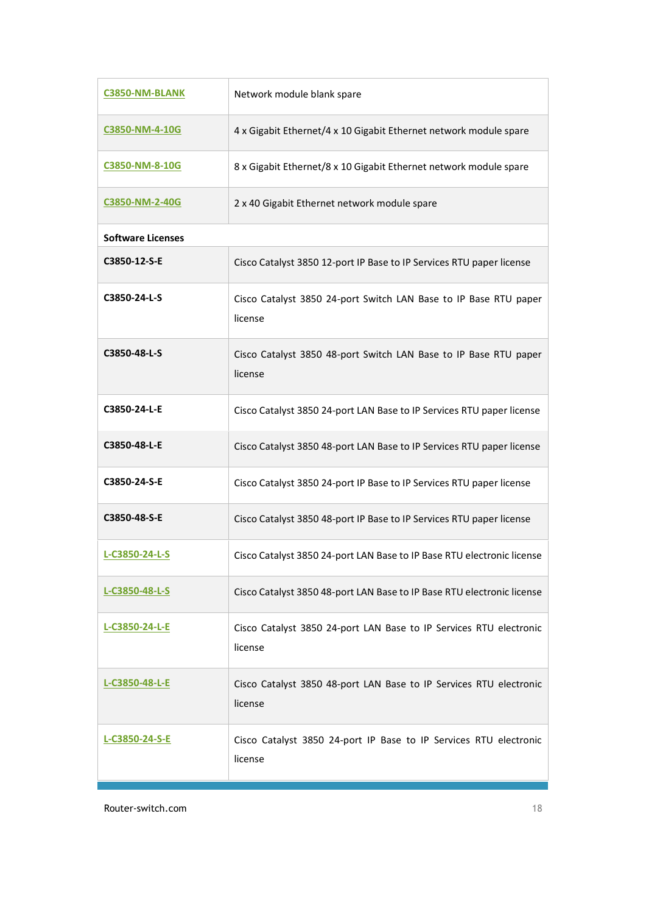| | |
|---|---|
| C3850-NM-BLANK | Network module blank spare |
| C3850-NM-4-10G | 4 x Gigabit Ethernet/4 x 10 Gigabit Ethernet network module spare |
| C3850-NM-8-10G | 8 x Gigabit Ethernet/8 x 10 Gigabit Ethernet network module spare |
| C3850-NM-2-40G | 2 x 40 Gigabit Ethernet network module spare |
| **Software Licenses** | |
| **C3850-12-S-E** | Cisco Catalyst 3850 12-port IP Base to IP Services RTU paper license |
| **C3850-24-L-S** | Cisco Catalyst 3850 24-port Switch LAN Base to IP Base RTU paper license |
| **C3850-48-L-S** | Cisco Catalyst 3850 48-port Switch LAN Base to IP Base RTU paper license |
| **C3850-24-L-E** | Cisco Catalyst 3850 24-port LAN Base to IP Services RTU paper license |
| **C3850-48-L-E** | Cisco Catalyst 3850 48-port LAN Base to IP Services RTU paper license |
| **C3850-24-S-E** | Cisco Catalyst 3850 24-port IP Base to IP Services RTU paper license |
| **C3850-48-S-E** | Cisco Catalyst 3850 48-port IP Base to IP Services RTU paper license |
| L-C3850-24-L-S | Cisco Catalyst 3850 24-port LAN Base to IP Base RTU electronic license |
| L-C3850-48-L-S | Cisco Catalyst 3850 48-port LAN Base to IP Base RTU electronic license |
| L-C3850-24-L-E | Cisco Catalyst 3850 24-port LAN Base to IP Services RTU electronic license |
| L-C3850-48-L-E | Cisco Catalyst 3850 48-port LAN Base to IP Services RTU electronic license |
| L-C3850-24-S-E | Cisco Catalyst 3850 24-port IP Base to IP Services RTU electronic license |

Router-switch.com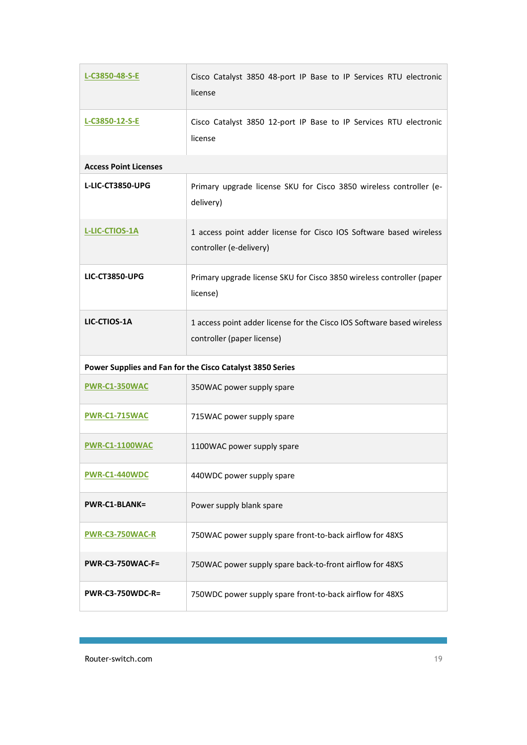| | |
|---|---|
| L-C3850-48-S-E | Cisco Catalyst 3850 48-port IP Base to IP Services RTU electronic license |
| L-C3850-12-S-E | Cisco Catalyst 3850 12-port IP Base to IP Services RTU electronic license |
| **Access Point Licenses** | |
| **L-LIC-CT3850-UPG** | Primary upgrade license SKU for Cisco 3850 wireless controller (e-delivery) |
| L-LIC-CTIOS-1A | 1 access point adder license for Cisco IOS Software based wireless controller (e-delivery) |
| **LIC-CT3850-UPG** | Primary upgrade license SKU for Cisco 3850 wireless controller (paper license) |
| **LIC-CTIOS-1A** | 1 access point adder license for the Cisco IOS Software based wireless controller (paper license) |
| **Power Supplies and Fan for the Cisco Catalyst 3850 Series** | |
| PWR-C1-350WAC | 350WAC power supply spare |
| PWR-C1-715WAC | 715WAC power supply spare |
| PWR-C1-1100WAC | 1100WAC power supply spare |
| PWR-C1-440WDC | 440WDC power supply spare |
| **PWR-C1-BLANK=** | Power supply blank spare |
| PWR-C3-750WAC-R | 750WAC power supply spare front-to-back airflow for 48XS |
| **PWR-C3-750WAC-F=** | 750WAC power supply spare back-to-front airflow for 48XS |
| **PWR-C3-750WDC-R=** | 750WDC power supply spare front-to-back airflow for 48XS |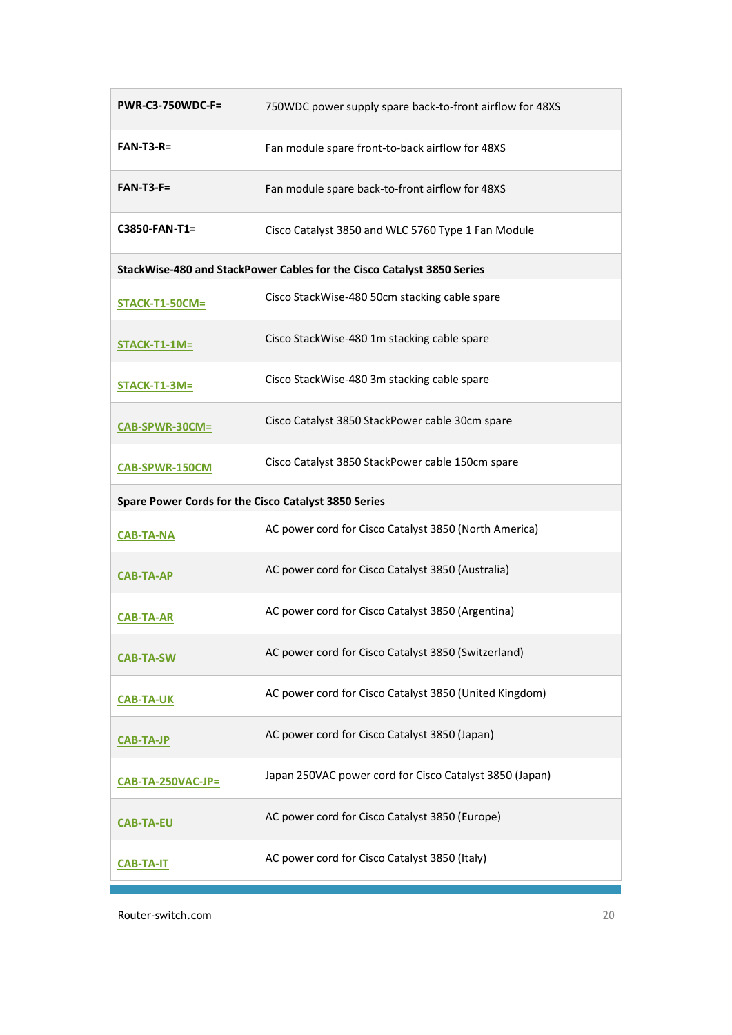| | |
|---|---|
| **PWR-C3-750WDC-F=** | 750WDC power supply spare back-to-front airflow for 48XS |
| **FAN-T3-R=** | Fan module spare front-to-back airflow for 48XS |
| **FAN-T3-F=** | Fan module spare back-to-front airflow for 48XS |
| **C3850-FAN-T1=** | Cisco Catalyst 3850 and WLC 5760 Type 1 Fan Module |
| **StackWise-480 and StackPower Cables for the Cisco Catalyst 3850 Series** | |
| STACK-T1-50CM= | Cisco StackWise-480 50cm stacking cable spare |
| STACK-T1-1M= | Cisco StackWise-480 1m stacking cable spare |
| STACK-T1-3M= | Cisco StackWise-480 3m stacking cable spare |
| CAB-SPWR-30CM= | Cisco Catalyst 3850 StackPower cable 30cm spare |
| CAB-SPWR-150CM | Cisco Catalyst 3850 StackPower cable 150cm spare |
| **Spare Power Cords for the Cisco Catalyst 3850 Series** | |
| CAB-TA-NA | AC power cord for Cisco Catalyst 3850 (North America) |
| CAB-TA-AP | AC power cord for Cisco Catalyst 3850 (Australia) |
| CAB-TA-AR | AC power cord for Cisco Catalyst 3850 (Argentina) |
| CAB-TA-SW | AC power cord for Cisco Catalyst 3850 (Switzerland) |
| CAB-TA-UK | AC power cord for Cisco Catalyst 3850 (United Kingdom) |
| CAB-TA-JP | AC power cord for Cisco Catalyst 3850 (Japan) |
| CAB-TA-250VAC-JP= | Japan 250VAC power cord for Cisco Catalyst 3850 (Japan) |
| CAB-TA-EU | AC power cord for Cisco Catalyst 3850 (Europe) |
| CAB-TA-IT | AC power cord for Cisco Catalyst 3850 (Italy) |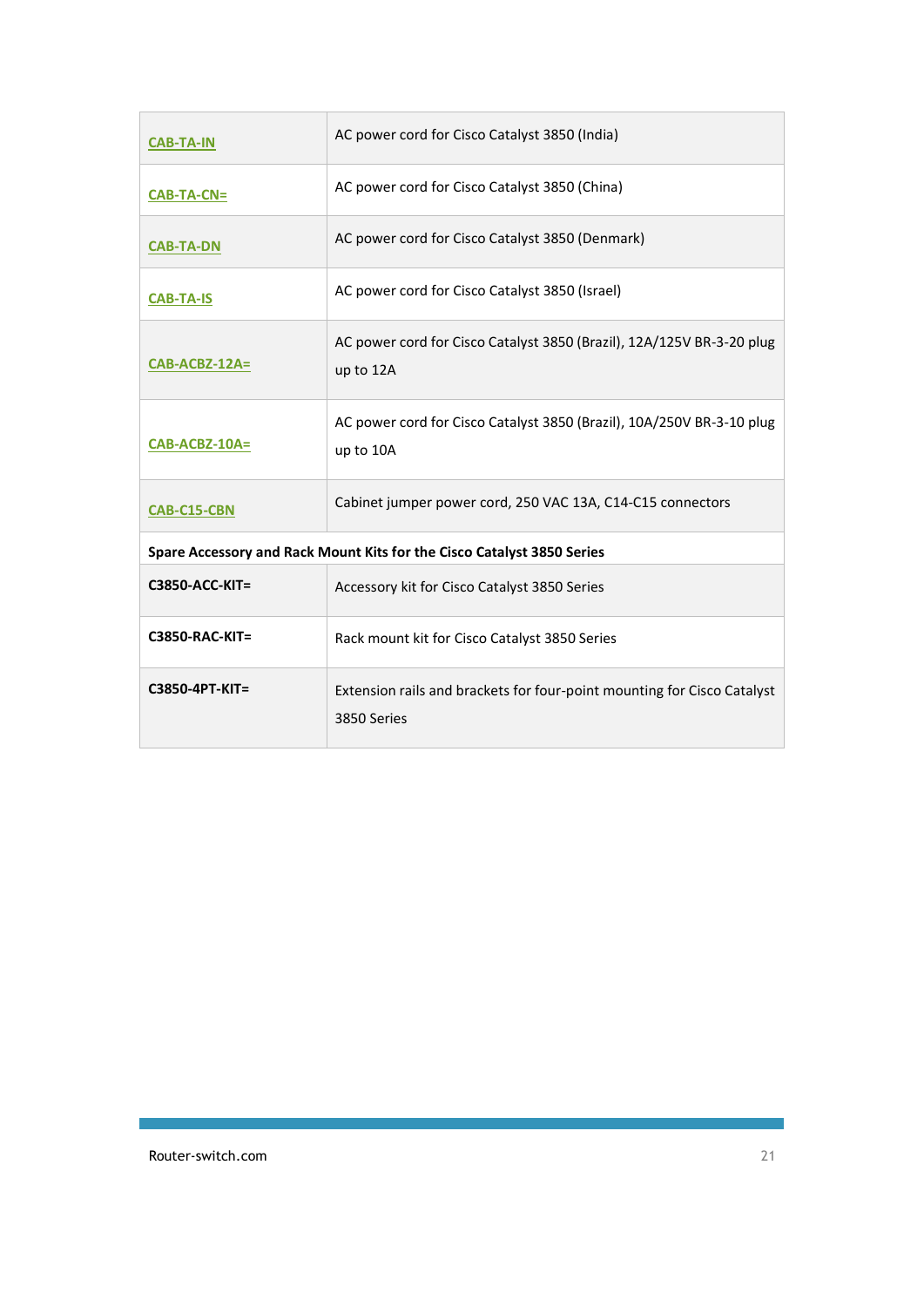| | |
|---|---|
| CAB-TA-IN | AC power cord for Cisco Catalyst 3850 (India) |
| CAB-TA-CN= | AC power cord for Cisco Catalyst 3850 (China) |
| CAB-TA-DN | AC power cord for Cisco Catalyst 3850 (Denmark) |
| CAB-TA-IS | AC power cord for Cisco Catalyst 3850 (Israel) |
| CAB-ACBZ-12A= | AC power cord for Cisco Catalyst 3850 (Brazil), 12A/125V BR-3-20 plug up to 12A |
| CAB-ACBZ-10A= | AC power cord for Cisco Catalyst 3850 (Brazil), 10A/250V BR-3-10 plug up to 10A |
| CAB-C15-CBN | Cabinet jumper power cord, 250 VAC 13A, C14-C15 connectors |
| **Spare Accessory and Rack Mount Kits for the Cisco Catalyst 3850 Series** | |
| **C3850-ACC-KIT=** | Accessory kit for Cisco Catalyst 3850 Series |
| **C3850-RAC-KIT=** | Rack mount kit for Cisco Catalyst 3850 Series |
| **C3850-4PT-KIT=** | Extension rails and brackets for four-point mounting for Cisco Catalyst 3850 Series |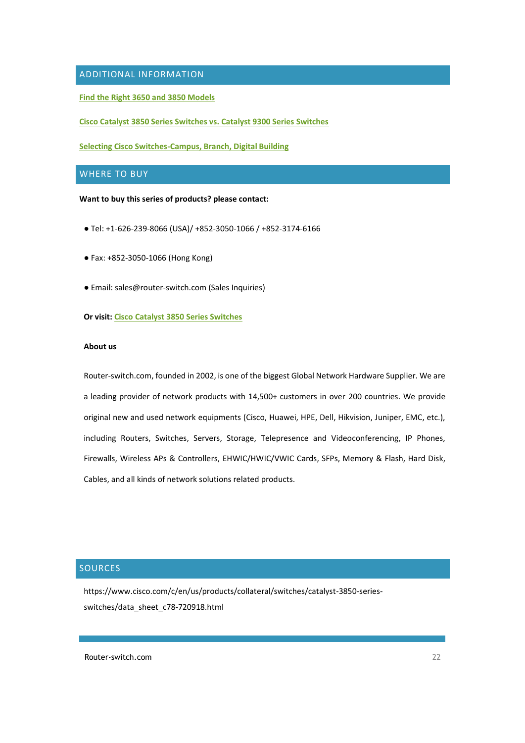## ADDITIONAL INFORMATION

Find the Right 3650 and 3850 Models

Cisco Catalyst 3850 Series Switches vs. Catalyst 9300 Series Switches

Selecting Cisco Switches-Campus, Branch, Digital Building

## WHERE TO BUY

**Want to buy this series of products? please contact:**

- Tel: +1-626-239-8066 (USA)/ +852-3050-1066 / +852-3174-6166
- Fax: +852-3050-1066 (Hong Kong)
- Email: sales@router-switch.com (Sales Inquiries)

**Or visit:** Cisco Catalyst 3850 Series Switches

**About us**

Router-switch.com, founded in 2002, is one of the biggest Global Network Hardware Supplier. We are a leading provider of network products with 14,500+ customers in over 200 countries. We provide original new and used network equipments (Cisco, Huawei, HPE, Dell, Hikvision, Juniper, EMC, etc.), including Routers, Switches, Servers, Storage, Telepresence and Videoconferencing, IP Phones, Firewalls, Wireless APs & Controllers, EHWIC/HWIC/VWIC Cards, SFPs, Memory & Flash, Hard Disk, Cables, and all kinds of network solutions related products.

## SOURCES

https://www.cisco.com/c/en/us/products/collateral/switches/catalyst-3850-series-switches/data_sheet_c78-720918.html